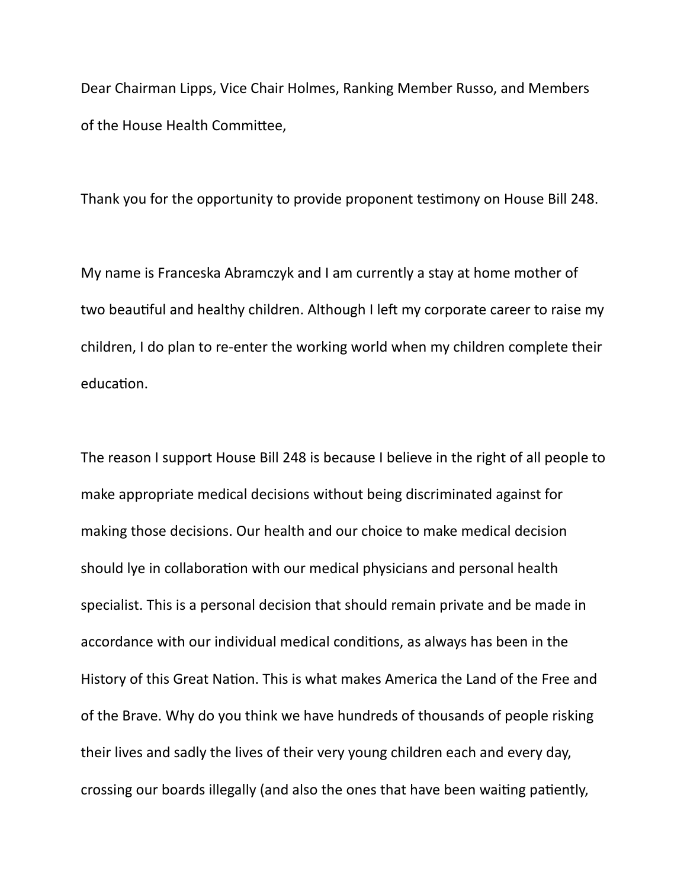Dear Chairman Lipps, Vice Chair Holmes, Ranking Member Russo, and Members of the House Health Committee,

Thank you for the opportunity to provide proponent testimony on House Bill 248.

My name is Franceska Abramczyk and I am currently a stay at home mother of two beautiful and healthy children. Although I left my corporate career to raise my children, I do plan to re-enter the working world when my children complete their education.

The reason I support House Bill 248 is because I believe in the right of all people to make appropriate medical decisions without being discriminated against for making those decisions. Our health and our choice to make medical decision should lye in collaboration with our medical physicians and personal health specialist. This is a personal decision that should remain private and be made in accordance with our individual medical conditions, as always has been in the History of this Great Nation. This is what makes America the Land of the Free and of the Brave. Why do you think we have hundreds of thousands of people risking their lives and sadly the lives of their very young children each and every day, crossing our boards illegally (and also the ones that have been waiting patiently,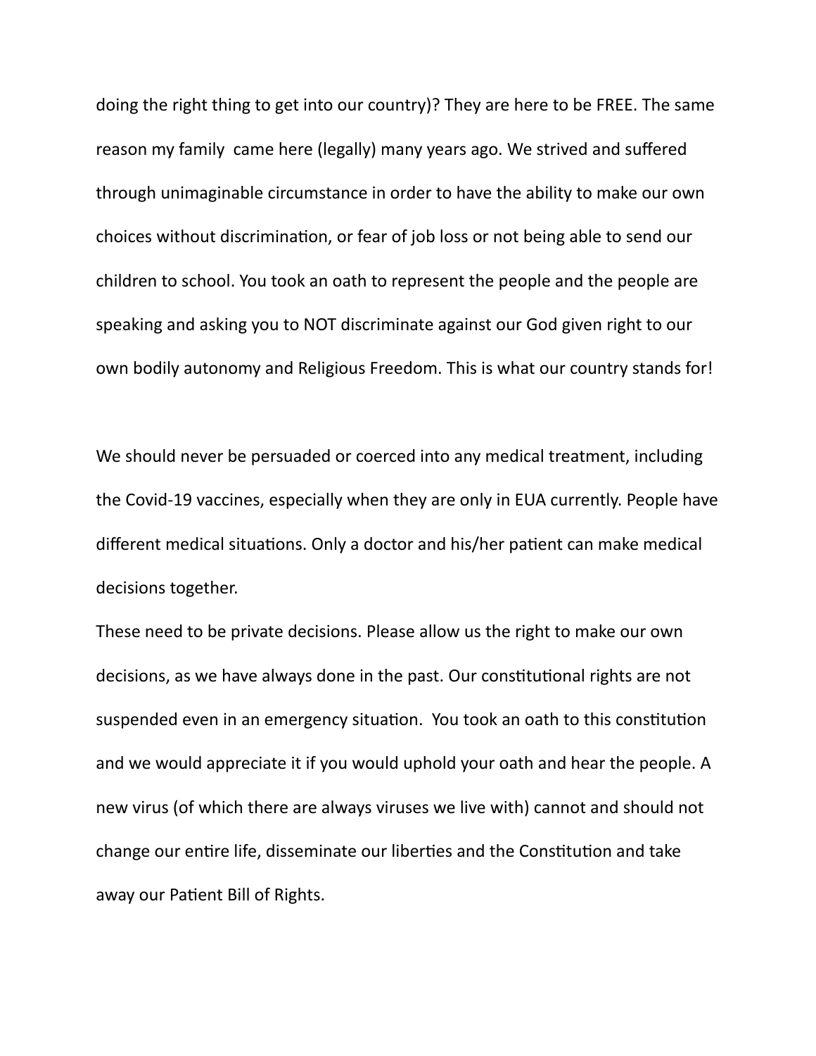doing the right thing to get into our country)? They are here to be FREE. The same reason my family came here (legally) many years ago. We strived and suffered through unimaginable circumstance in order to have the ability to make our own choices without discrimination, or fear of job loss or not being able to send our children to school. You took an oath to represent the people and the people are speaking and asking you to NOT discriminate against our God given right to our own bodily autonomy and Religious Freedom. This is what our country stands for!

We should never be persuaded or coerced into any medical treatment, including the Covid-19 vaccines, especially when they are only in EUA currently. People have different medical situations. Only a doctor and his/her patient can make medical decisions together.

These need to be private decisions. Please allow us the right to make our own decisions, as we have always done in the past. Our constitutional rights are not suspended even in an emergency situation. You took an oath to this constitution and we would appreciate it if you would uphold your oath and hear the people. A new virus (of which there are always viruses we live with) cannot and should not change our entire life, disseminate our liberties and the Constitution and take away our Patient Bill of Rights.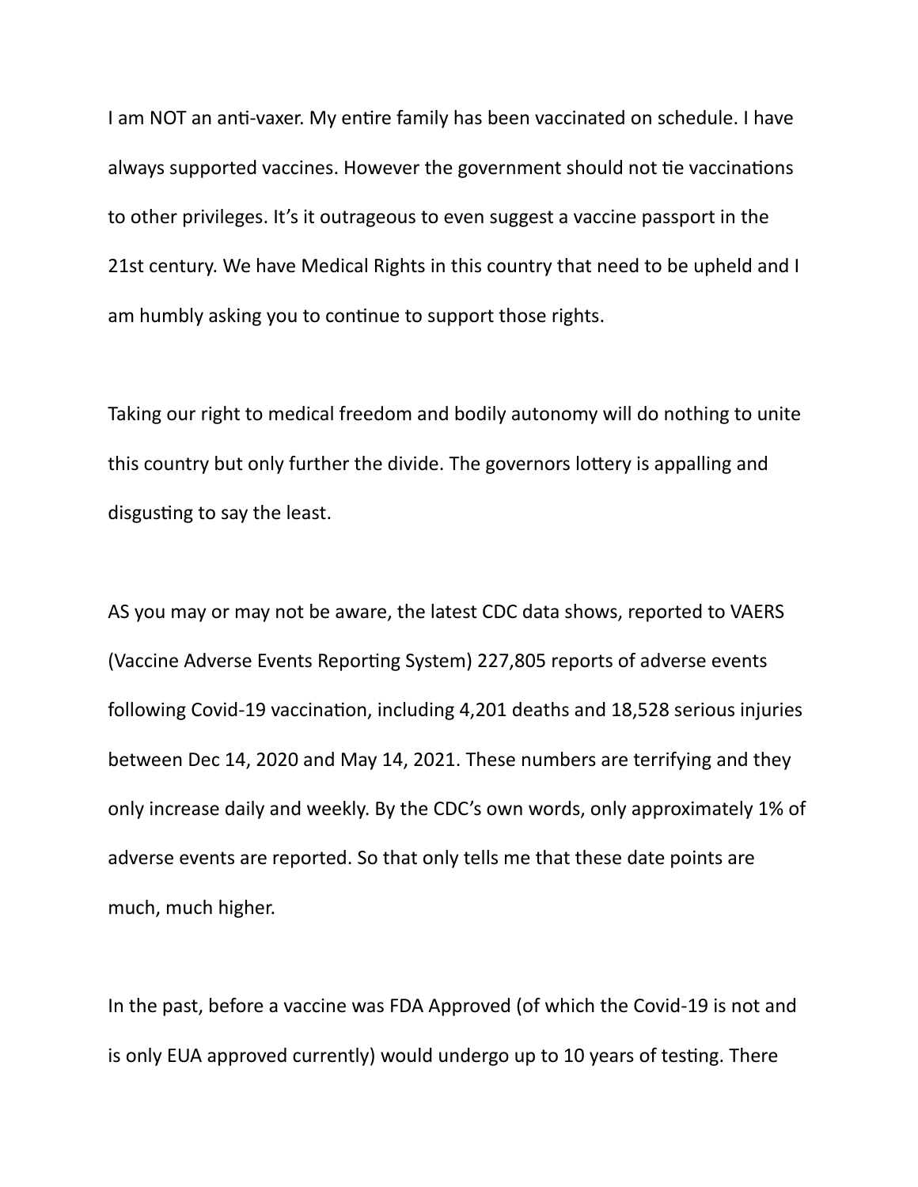I am NOT an anti-vaxer. My entire family has been vaccinated on schedule. I have always supported vaccines. However the government should not tie vaccinations to other privileges. It's it outrageous to even suggest a vaccine passport in the 21st century. We have Medical Rights in this country that need to be upheld and I am humbly asking you to continue to support those rights.

Taking our right to medical freedom and bodily autonomy will do nothing to unite this country but only further the divide. The governors lottery is appalling and disgusting to say the least.

AS you may or may not be aware, the latest CDC data shows, reported to VAERS (Vaccine Adverse Events Reporting System) 227,805 reports of adverse events following Covid-19 vaccination, including 4,201 deaths and 18,528 serious injuries between Dec 14, 2020 and May 14, 2021. These numbers are terrifying and they only increase daily and weekly. By the CDC's own words, only approximately 1% of adverse events are reported. So that only tells me that these date points are much, much higher.

In the past, before a vaccine was FDA Approved (of which the Covid-19 is not and is only EUA approved currently) would undergo up to 10 years of testing. There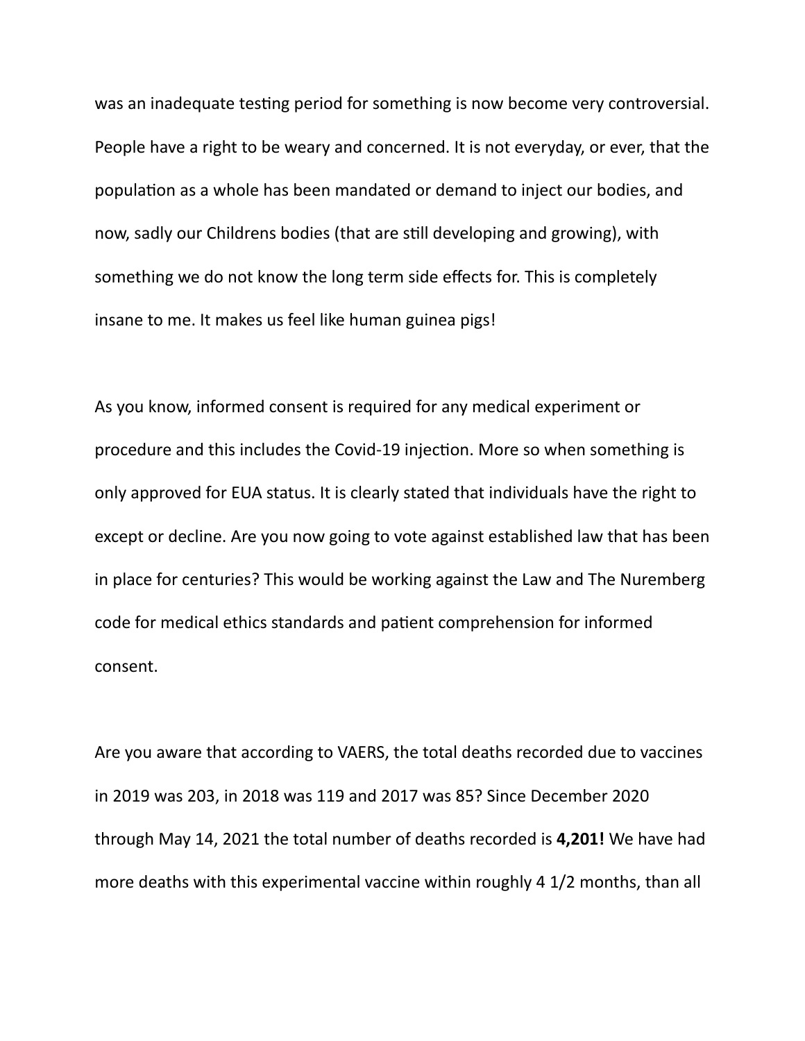was an inadequate testing period for something is now become very controversial. People have a right to be weary and concerned. It is not everyday, or ever, that the population as a whole has been mandated or demand to inject our bodies, and now, sadly our Childrens bodies (that are still developing and growing), with something we do not know the long term side effects for. This is completely insane to me. It makes us feel like human guinea pigs!

As you know, informed consent is required for any medical experiment or procedure and this includes the Covid-19 injection. More so when something is only approved for EUA status. It is clearly stated that individuals have the right to except or decline. Are you now going to vote against established law that has been in place for centuries? This would be working against the Law and The Nuremberg code for medical ethics standards and patient comprehension for informed consent.

Are you aware that according to VAERS, the total deaths recorded due to vaccines in 2019 was 203, in 2018 was 119 and 2017 was 85? Since December 2020 through May 14, 2021 the total number of deaths recorded is **4,201!** We have had more deaths with this experimental vaccine within roughly 4 1/2 months, than all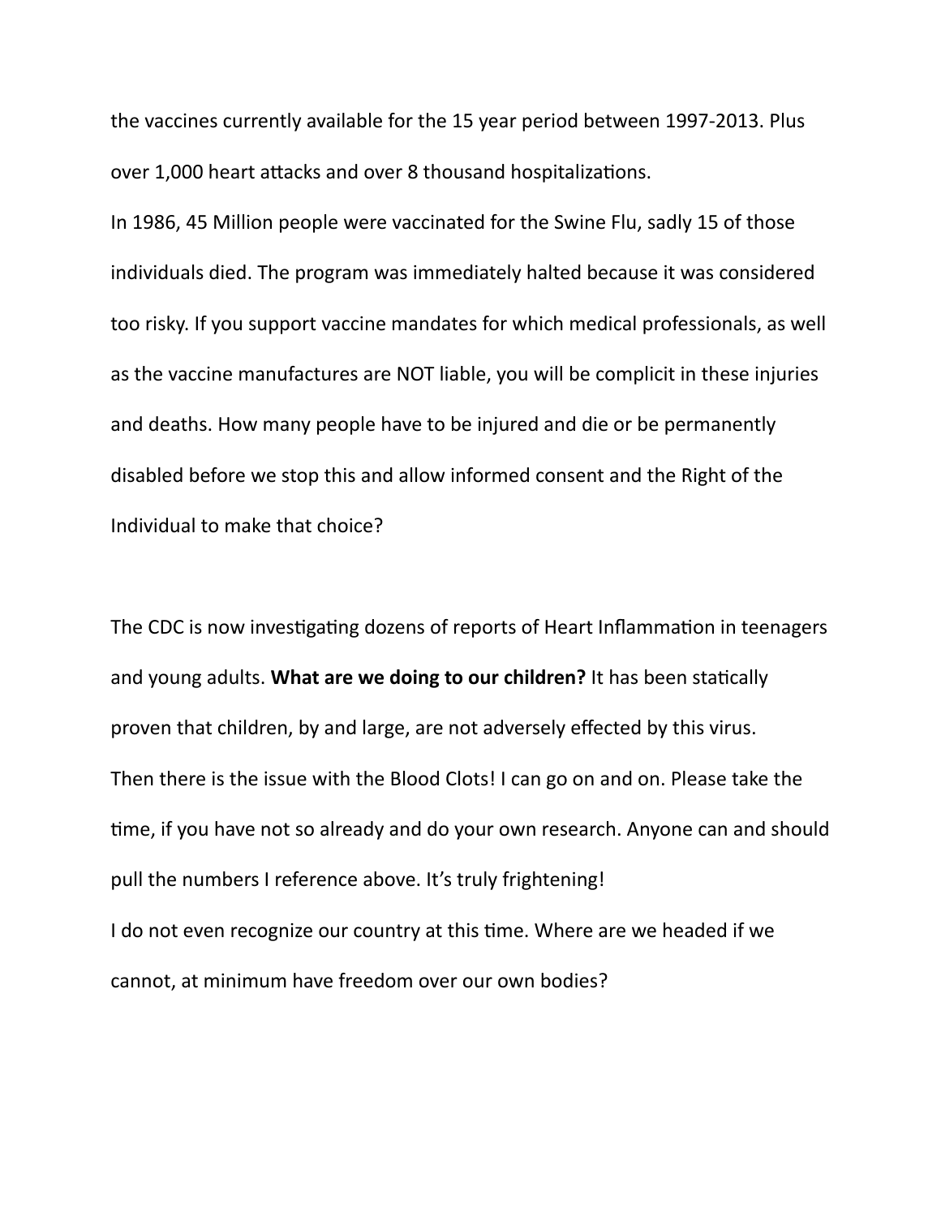the vaccines currently available for the 15 year period between 1997-2013. Plus over 1,000 heart attacks and over 8 thousand hospitalizations.

In 1986, 45 Million people were vaccinated for the Swine Flu, sadly 15 of those individuals died. The program was immediately halted because it was considered too risky. If you support vaccine mandates for which medical professionals, as well as the vaccine manufactures are NOT liable, you will be complicit in these injuries and deaths. How many people have to be injured and die or be permanently disabled before we stop this and allow informed consent and the Right of the Individual to make that choice?

The CDC is now investigating dozens of reports of Heart Inflammation in teenagers and young adults. **What are we doing to our children?** It has been statically proven that children, by and large, are not adversely effected by this virus.

Then there is the issue with the Blood Clots! I can go on and on. Please take the time, if you have not so already and do your own research. Anyone can and should pull the numbers I reference above. It's truly frightening!

I do not even recognize our country at this time. Where are we headed if we cannot, at minimum have freedom over our own bodies?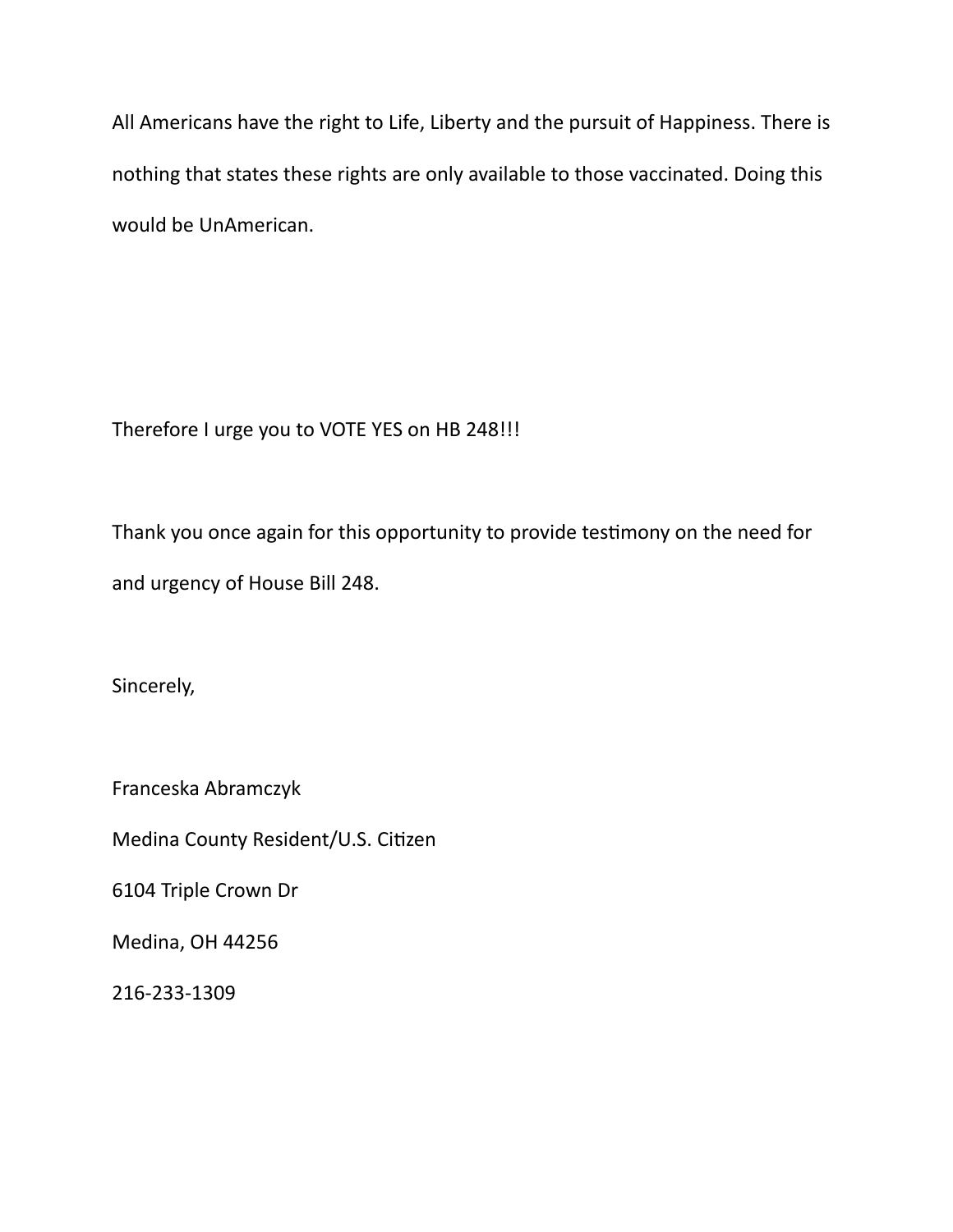All Americans have the right to Life, Liberty and the pursuit of Happiness. There is nothing that states these rights are only available to those vaccinated. Doing this would be UnAmerican.

Therefore I urge you to VOTE YES on HB 248!!!

Thank you once again for this opportunity to provide testimony on the need for and urgency of House Bill 248.

Sincerely,

Franceska Abramczyk

Medina County Resident/U.S. Citizen

6104 Triple Crown Dr

Medina, OH 44256

216-233-1309